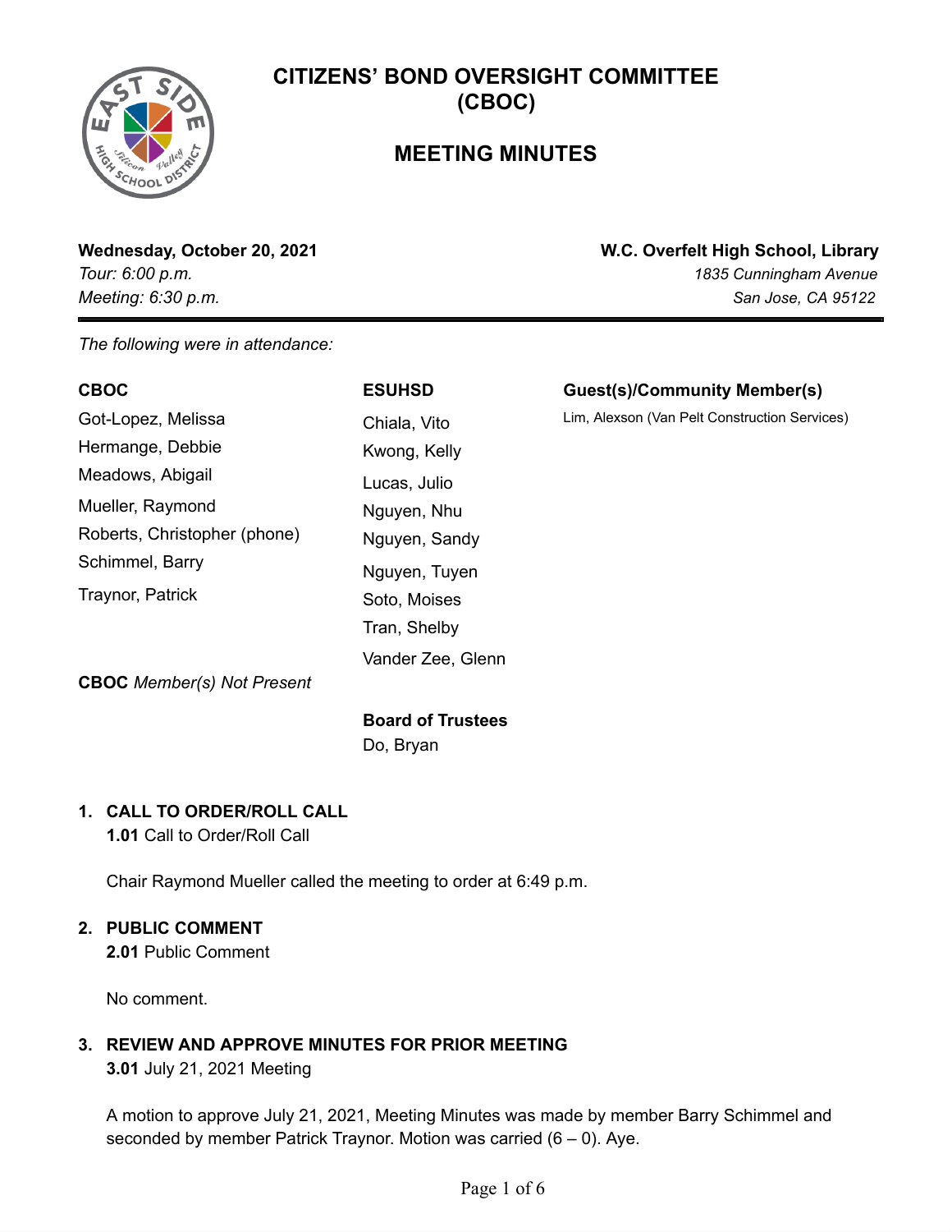# CITIZENS' BOND OVERSIGHT COMMITTEE (CBOC)

## MEETING MINUTES

**Wednesday, October 20, 2021**
*Tour: 6:00 p.m.*
*Meeting: 6:30 p.m.*

**W.C. Overfelt High School, Library**
*1835 Cunningham Avenue*
*San Jose, CA 95122*

*The following were in attendance:*

**CBOC**
Got-Lopez, Melissa
Hermange, Debbie
Meadows, Abigail
Mueller, Raymond
Roberts, Christopher (phone)
Schimmel, Barry
Traynor, Patrick

**CBOC** *Member(s) Not Present*

**ESUHSD**
Chiala, Vito
Kwong, Kelly
Lucas, Julio
Nguyen, Nhu
Nguyen, Sandy
Nguyen, Tuyen
Soto, Moises
Tran, Shelby
Vander Zee, Glenn

**Board of Trustees**
Do, Bryan

**Guest(s)/Community Member(s)**
Lim, Alexson (Van Pelt Construction Services)

### 1. CALL TO ORDER/ROLL CALL

**1.01** Call to Order/Roll Call

Chair Raymond Mueller called the meeting to order at 6:49 p.m.

### 2. PUBLIC COMMENT

**2.01** Public Comment

No comment.

### 3. REVIEW AND APPROVE MINUTES FOR PRIOR MEETING

**3.01** July 21, 2021 Meeting

A motion to approve July 21, 2021, Meeting Minutes was made by member Barry Schimmel and seconded by member Patrick Traynor. Motion was carried (6 – 0). Aye.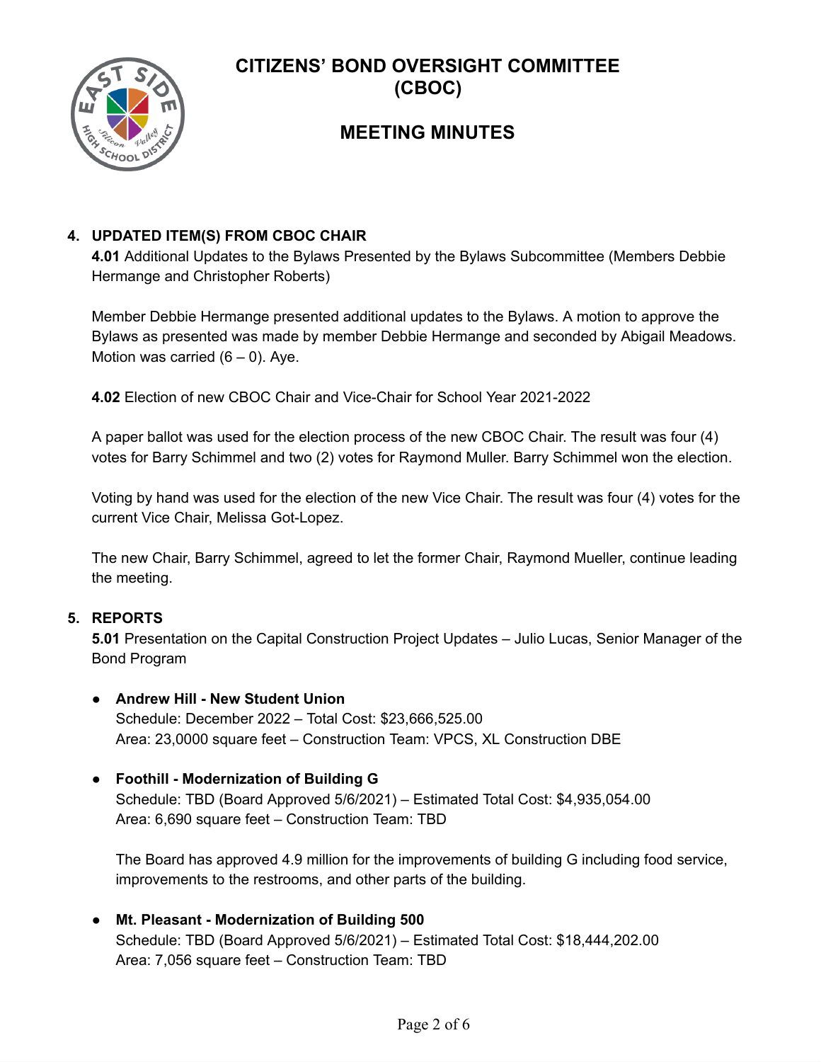# CITIZENS' BOND OVERSIGHT COMMITTEE (CBOC)

## MEETING MINUTES

4. **UPDATED ITEM(S) FROM CBOC CHAIR**

**4.01** Additional Updates to the Bylaws Presented by the Bylaws Subcommittee (Members Debbie Hermange and Christopher Roberts)

Member Debbie Hermange presented additional updates to the Bylaws. A motion to approve the Bylaws as presented was made by member Debbie Hermange and seconded by Abigail Meadows. Motion was carried (6 – 0). Aye.

**4.02** Election of new CBOC Chair and Vice-Chair for School Year 2021-2022

A paper ballot was used for the election process of the new CBOC Chair. The result was four (4) votes for Barry Schimmel and two (2) votes for Raymond Muller. Barry Schimmel won the election.

Voting by hand was used for the election of the new Vice Chair. The result was four (4) votes for the current Vice Chair, Melissa Got-Lopez.

The new Chair, Barry Schimmel, agreed to let the former Chair, Raymond Mueller, continue leading the meeting.

5. **REPORTS**

**5.01** Presentation on the Capital Construction Project Updates – Julio Lucas, Senior Manager of the Bond Program

- **Andrew Hill - New Student Union**
  Schedule: December 2022 – Total Cost: $23,666,525.00
  Area: 23,0000 square feet – Construction Team: VPCS, XL Construction DBE

- **Foothill - Modernization of Building G**
  Schedule: TBD (Board Approved 5/6/2021) – Estimated Total Cost: $4,935,054.00
  Area: 6,690 square feet – Construction Team: TBD

  The Board has approved 4.9 million for the improvements of building G including food service, improvements to the restrooms, and other parts of the building.

- **Mt. Pleasant - Modernization of Building 500**
  Schedule: TBD (Board Approved 5/6/2021) – Estimated Total Cost: $18,444,202.00
  Area: 7,056 square feet – Construction Team: TBD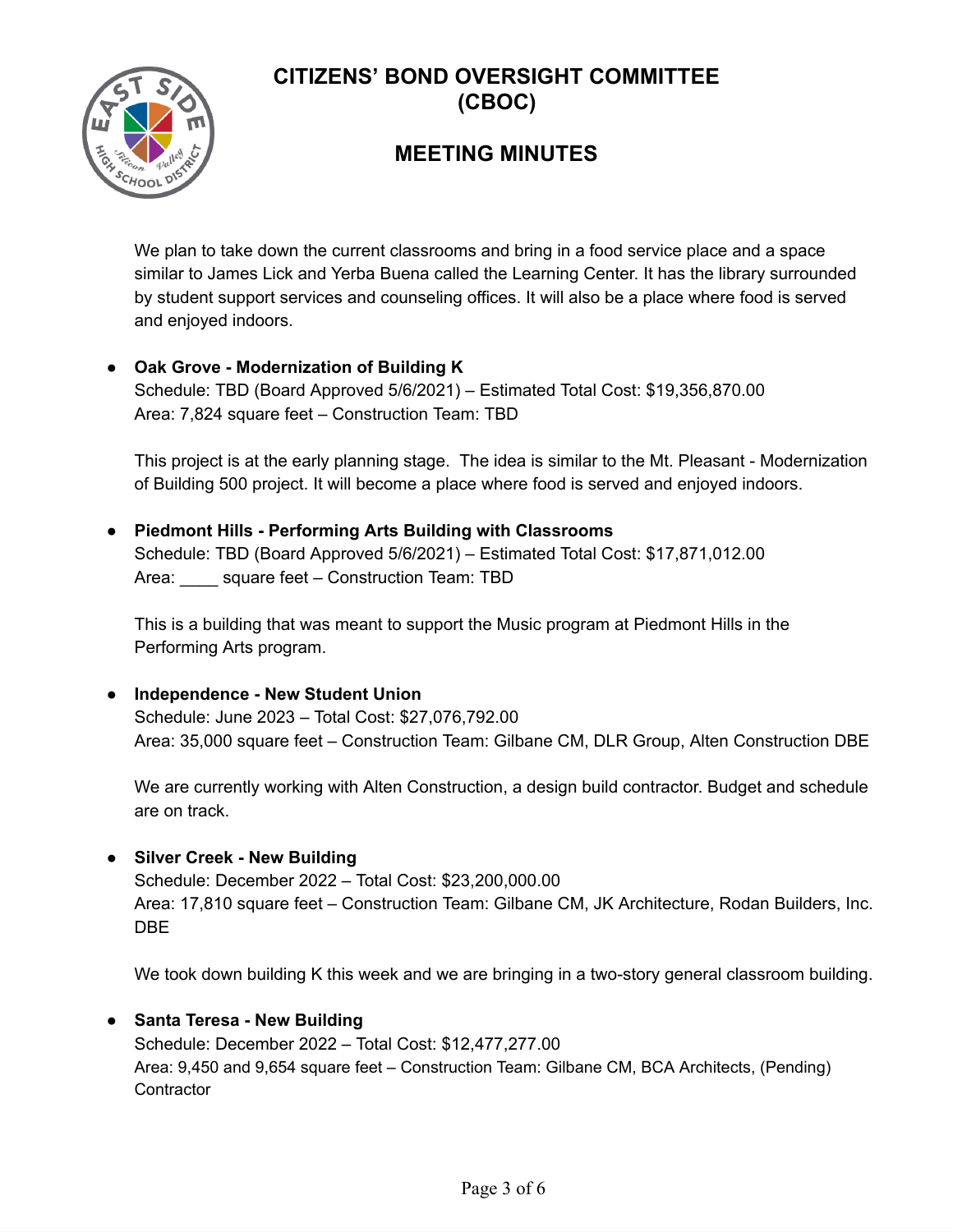We plan to take down the current classrooms and bring in a food service place and a space similar to James Lick and Yerba Buena called the Learning Center. It has the library surrounded by student support services and counseling offices. It will also be a place where food is served and enjoyed indoors.

- **Oak Grove - Modernization of Building K**
  Schedule: TBD (Board Approved 5/6/2021) – Estimated Total Cost: $19,356,870.00
  Area: 7,824 square feet – Construction Team: TBD

  This project is at the early planning stage. The idea is similar to the Mt. Pleasant - Modernization of Building 500 project. It will become a place where food is served and enjoyed indoors.

- **Piedmont Hills - Performing Arts Building with Classrooms**
  Schedule: TBD (Board Approved 5/6/2021) – Estimated Total Cost: $17,871,012.00
  Area: ____ square feet – Construction Team: TBD

  This is a building that was meant to support the Music program at Piedmont Hills in the Performing Arts program.

- **Independence - New Student Union**
  Schedule: June 2023 – Total Cost: $27,076,792.00
  Area: 35,000 square feet – Construction Team: Gilbane CM, DLR Group, Alten Construction DBE

  We are currently working with Alten Construction, a design build contractor. Budget and schedule are on track.

- **Silver Creek - New Building**
  Schedule: December 2022 – Total Cost: $23,200,000.00
  Area: 17,810 square feet – Construction Team: Gilbane CM, JK Architecture, Rodan Builders, Inc. DBE

  We took down building K this week and we are bringing in a two-story general classroom building.

- **Santa Teresa - New Building**
  Schedule: December 2022 – Total Cost: $12,477,277.00
  Area: 9,450 and 9,654 square feet – Construction Team: Gilbane CM, BCA Architects, (Pending) Contractor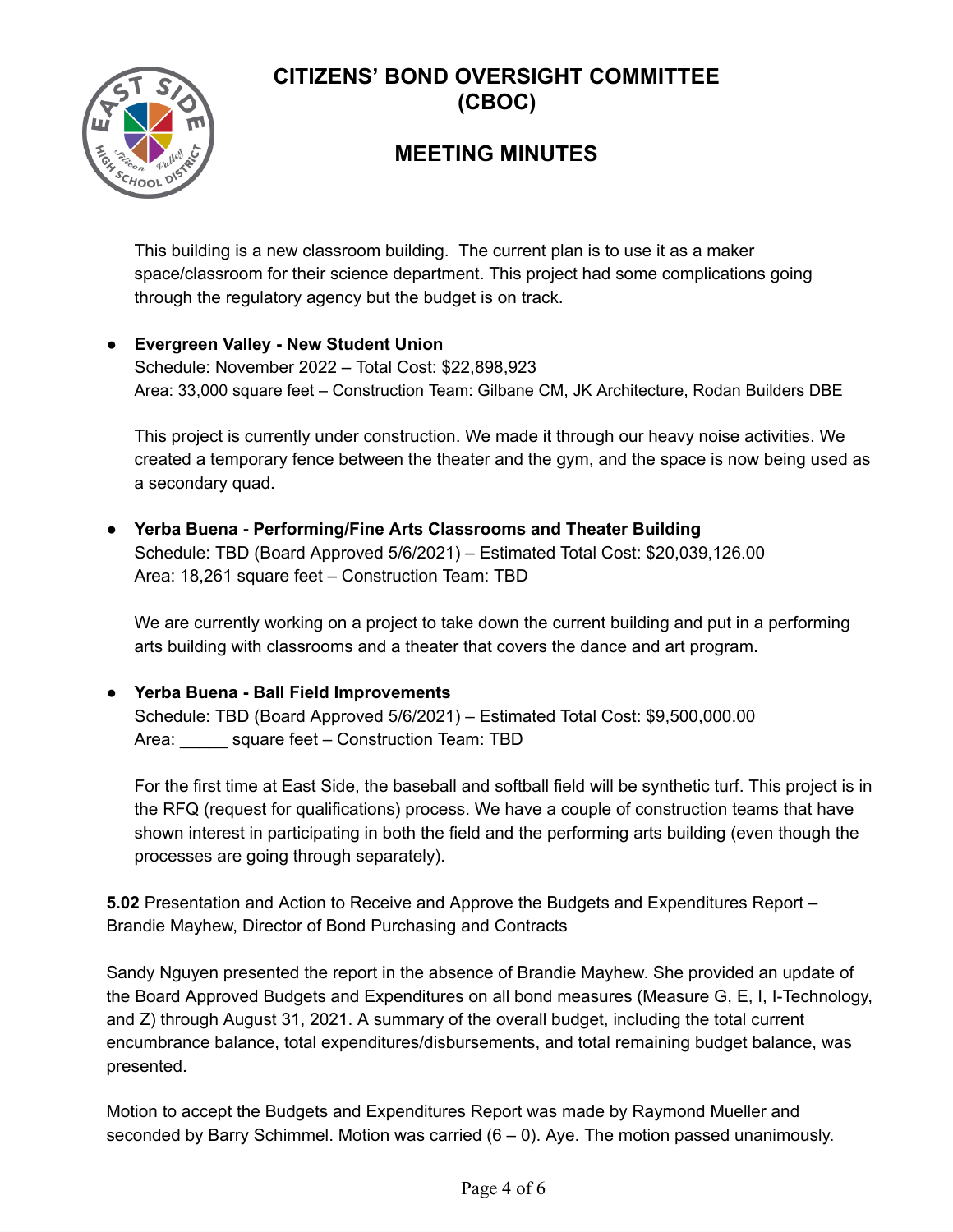This building is a new classroom building. The current plan is to use it as a maker space/classroom for their science department. This project had some complications going through the regulatory agency but the budget is on track.

- **Evergreen Valley - New Student Union**
  Schedule: November 2022 – Total Cost: $22,898,923
  Area: 33,000 square feet – Construction Team: Gilbane CM, JK Architecture, Rodan Builders DBE

  This project is currently under construction. We made it through our heavy noise activities. We created a temporary fence between the theater and the gym, and the space is now being used as a secondary quad.

- **Yerba Buena - Performing/Fine Arts Classrooms and Theater Building**
  Schedule: TBD (Board Approved 5/6/2021) – Estimated Total Cost: $20,039,126.00
  Area: 18,261 square feet – Construction Team: TBD

  We are currently working on a project to take down the current building and put in a performing arts building with classrooms and a theater that covers the dance and art program.

- **Yerba Buena - Ball Field Improvements**
  Schedule: TBD (Board Approved 5/6/2021) – Estimated Total Cost: $9,500,000.00
  Area: _____ square feet – Construction Team: TBD

  For the first time at East Side, the baseball and softball field will be synthetic turf. This project is in the RFQ (request for qualifications) process. We have a couple of construction teams that have shown interest in participating in both the field and the performing arts building (even though the processes are going through separately).

**5.02** Presentation and Action to Receive and Approve the Budgets and Expenditures Report – Brandie Mayhew, Director of Bond Purchasing and Contracts

Sandy Nguyen presented the report in the absence of Brandie Mayhew. She provided an update of the Board Approved Budgets and Expenditures on all bond measures (Measure G, E, I, I-Technology, and Z) through August 31, 2021. A summary of the overall budget, including the total current encumbrance balance, total expenditures/disbursements, and total remaining budget balance, was presented.

Motion to accept the Budgets and Expenditures Report was made by Raymond Mueller and seconded by Barry Schimmel. Motion was carried (6 – 0). Aye. The motion passed unanimously.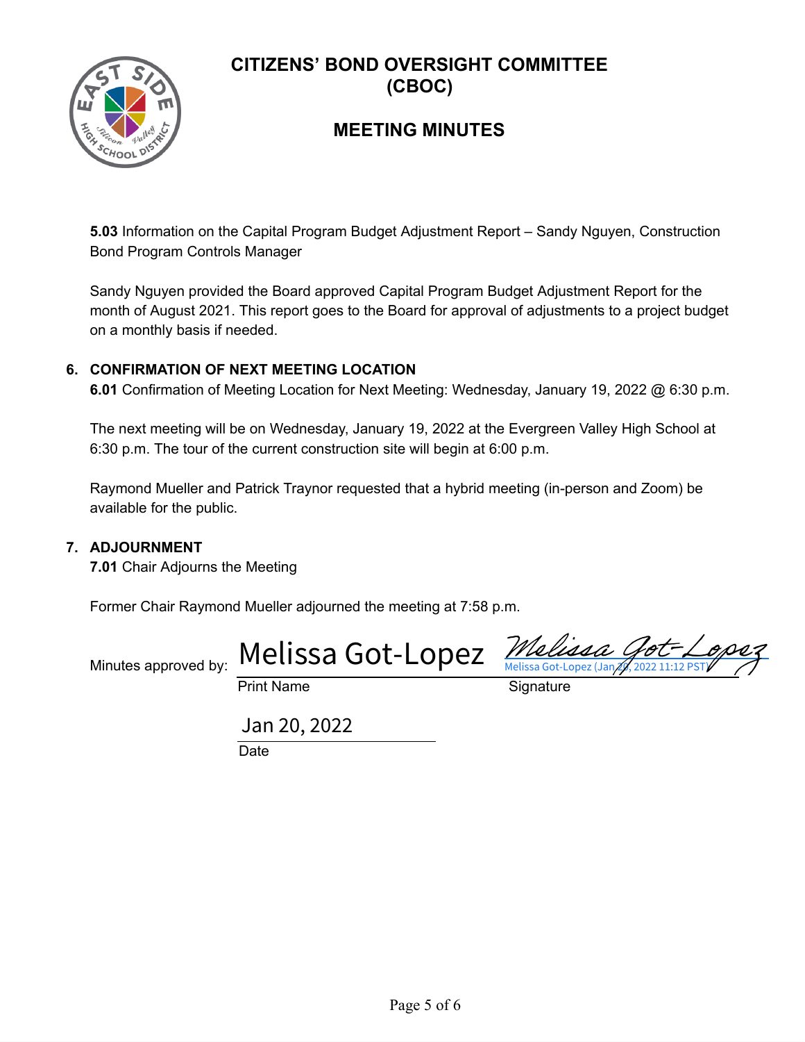# CITIZENS' BOND OVERSIGHT COMMITTEE (CBOC)

## MEETING MINUTES

**5.03** Information on the Capital Program Budget Adjustment Report – Sandy Nguyen, Construction Bond Program Controls Manager

Sandy Nguyen provided the Board approved Capital Program Budget Adjustment Report for the month of August 2021. This report goes to the Board for approval of adjustments to a project budget on a monthly basis if needed.

**6. CONFIRMATION OF NEXT MEETING LOCATION**

**6.01** Confirmation of Meeting Location for Next Meeting: Wednesday, January 19, 2022 @ 6:30 p.m.

The next meeting will be on Wednesday, January 19, 2022 at the Evergreen Valley High School at 6:30 p.m. The tour of the current construction site will begin at 6:00 p.m.

Raymond Mueller and Patrick Traynor requested that a hybrid meeting (in-person and Zoom) be available for the public.

**7. ADJOURNMENT**

**7.01** Chair Adjourns the Meeting

Former Chair Raymond Mueller adjourned the meeting at 7:58 p.m.

Minutes approved by: Melissa Got-Lopez (Print Name) &nbsp;&nbsp; *Melissa Got-Lopez* Melissa Got-Lopez (Jan 20, 2022 11:12 PST) (Signature)

Jan 20, 2022
Date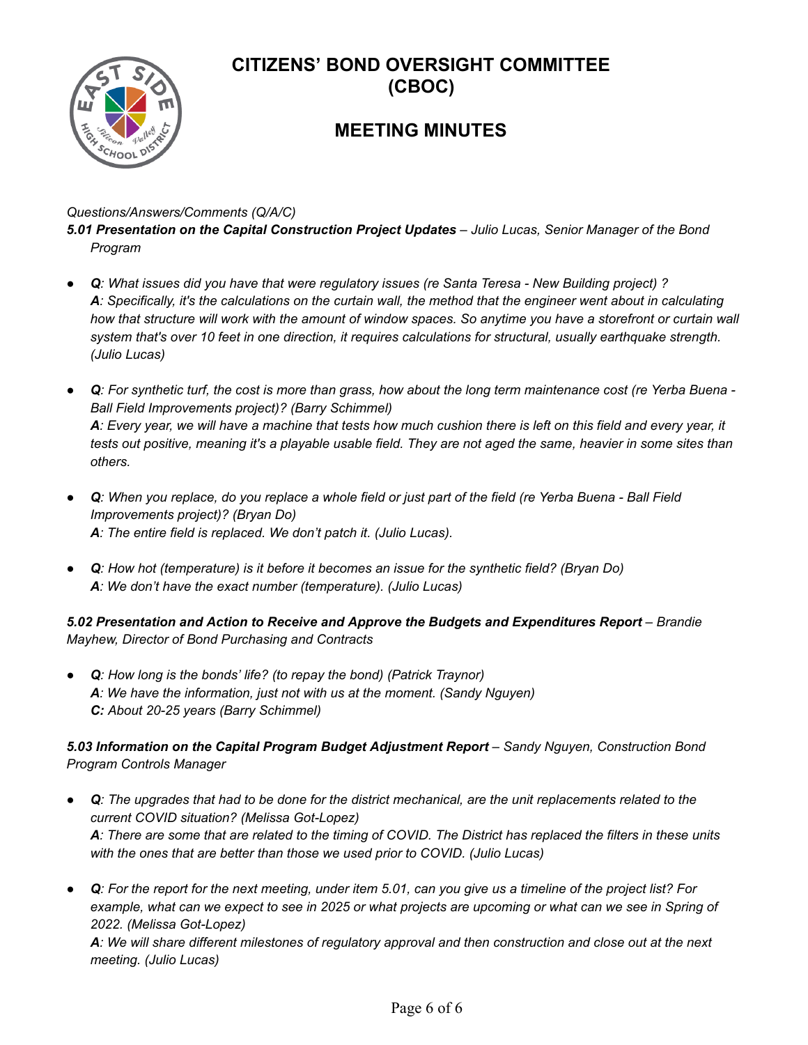# CITIZENS' BOND OVERSIGHT COMMITTEE (CBOC)

## MEETING MINUTES

*Questions/Answers/Comments (Q/A/C)*

***5.01 Presentation on the Capital Construction Project Updates** – Julio Lucas, Senior Manager of the Bond Program*

- ***Q**: What issues did you have that were regulatory issues (re Santa Teresa - New Building project) ?*
  ***A**: Specifically, it's the calculations on the curtain wall, the method that the engineer went about in calculating how that structure will work with the amount of window spaces. So anytime you have a storefront or curtain wall system that's over 10 feet in one direction, it requires calculations for structural, usually earthquake strength. (Julio Lucas)*

- ***Q**: For synthetic turf, the cost is more than grass, how about the long term maintenance cost (re Yerba Buena - Ball Field Improvements project)? (Barry Schimmel)*
  ***A**: Every year, we will have a machine that tests how much cushion there is left on this field and every year, it tests out positive, meaning it's a playable usable field. They are not aged the same, heavier in some sites than others.*

- ***Q**: When you replace, do you replace a whole field or just part of the field (re Yerba Buena - Ball Field Improvements project)? (Bryan Do)*
  ***A**: The entire field is replaced. We don't patch it. (Julio Lucas).*

- ***Q**: How hot (temperature) is it before it becomes an issue for the synthetic field? (Bryan Do)*
  ***A**: We don't have the exact number (temperature). (Julio Lucas)*

***5.02 Presentation and Action to Receive and Approve the Budgets and Expenditures Report** – Brandie Mayhew, Director of Bond Purchasing and Contracts*

- ***Q**: How long is the bonds' life? (to repay the bond) (Patrick Traynor)*
  ***A**: We have the information, just not with us at the moment. (Sandy Nguyen)*
  ***C:** About 20-25 years (Barry Schimmel)*

***5.03 Information on the Capital Program Budget Adjustment Report** – Sandy Nguyen, Construction Bond Program Controls Manager*

- ***Q**: The upgrades that had to be done for the district mechanical, are the unit replacements related to the current COVID situation? (Melissa Got-Lopez)*
  ***A**: There are some that are related to the timing of COVID. The District has replaced the filters in these units with the ones that are better than those we used prior to COVID. (Julio Lucas)*

- ***Q**: For the report for the next meeting, under item 5.01, can you give us a timeline of the project list? For example, what can we expect to see in 2025 or what projects are upcoming or what can we see in Spring of 2022. (Melissa Got-Lopez)*
  ***A**: We will share different milestones of regulatory approval and then construction and close out at the next meeting. (Julio Lucas)*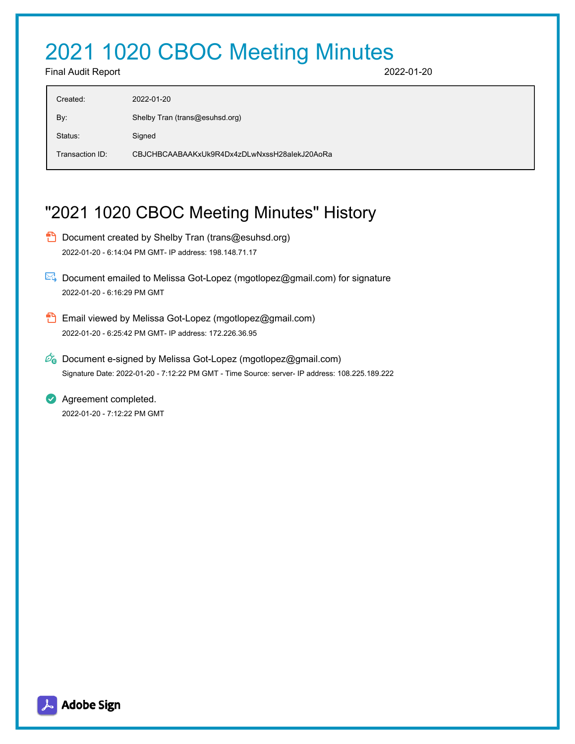# 2021 1020 CBOC Meeting Minutes

Final Audit Report 2022-01-20

| | |
|---|---|
| Created: | 2022-01-20 |
| By: | Shelby Tran (trans@esuhsd.org) |
| Status: | Signed |
| Transaction ID: | CBJCHBCAABAAKxUk9R4Dx4zDLwNxssH28aIekJ20AoRa |

## "2021 1020 CBOC Meeting Minutes" History

- Document created by Shelby Tran (trans@esuhsd.org)
  2022-01-20 - 6:14:04 PM GMT- IP address: 198.148.71.17

- Document emailed to Melissa Got-Lopez (mgotlopez@gmail.com) for signature
  2022-01-20 - 6:16:29 PM GMT

- Email viewed by Melissa Got-Lopez (mgotlopez@gmail.com)
  2022-01-20 - 6:25:42 PM GMT- IP address: 172.226.36.95

- Document e-signed by Melissa Got-Lopez (mgotlopez@gmail.com)
  Signature Date: 2022-01-20 - 7:12:22 PM GMT - Time Source: server- IP address: 108.225.189.222

- Agreement completed.
  2022-01-20 - 7:12:22 PM GMT

Adobe Sign